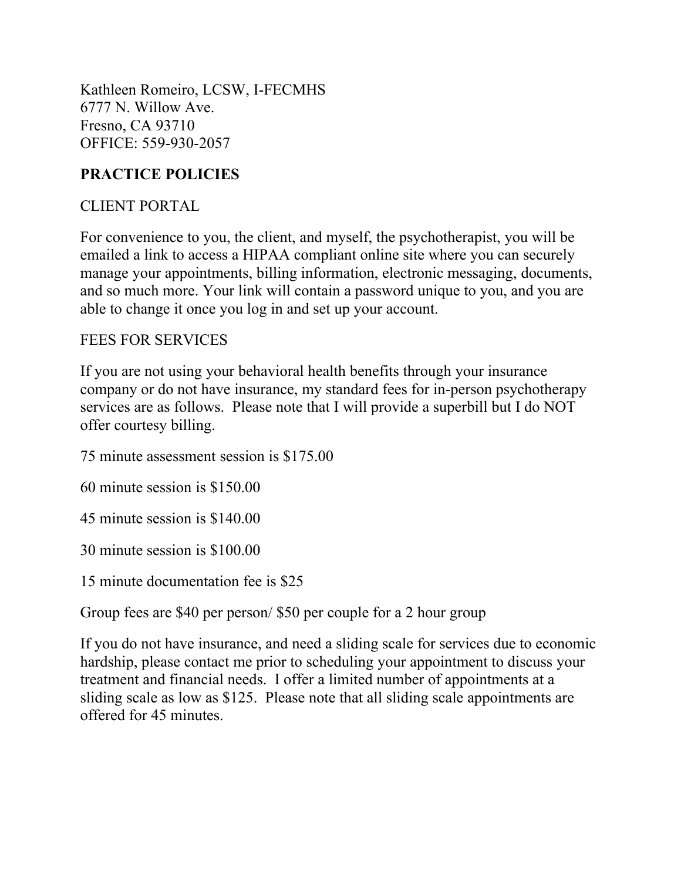Kathleen Romeiro, LCSW, I-FECMHS
6777 N. Willow Ave.
Fresno, CA 93710
OFFICE: 559-930-2057

## PRACTICE POLICIES

### CLIENT PORTAL

For convenience to you, the client, and myself, the psychotherapist, you will be emailed a link to access a HIPAA compliant online site where you can securely manage your appointments, billing information, electronic messaging, documents, and so much more. Your link will contain a password unique to you, and you are able to change it once you log in and set up your account.

### FEES FOR SERVICES

If you are not using your behavioral health benefits through your insurance company or do not have insurance, my standard fees for in-person psychotherapy services are as follows. Please note that I will provide a superbill but I do NOT offer courtesy billing.

75 minute assessment session is $175.00

60 minute session is $150.00

45 minute session is $140.00

30 minute session is $100.00

15 minute documentation fee is $25

Group fees are $40 per person/ $50 per couple for a 2 hour group

If you do not have insurance, and need a sliding scale for services due to economic hardship, please contact me prior to scheduling your appointment to discuss your treatment and financial needs. I offer a limited number of appointments at a sliding scale as low as $125. Please note that all sliding scale appointments are offered for 45 minutes.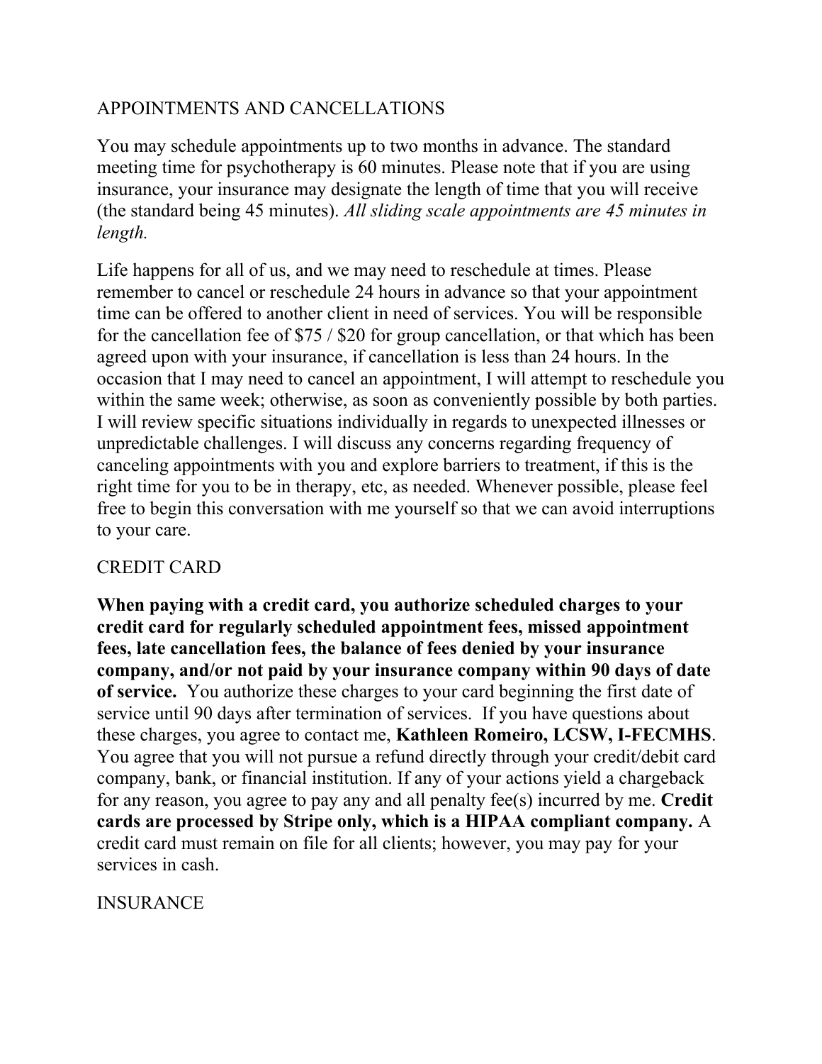## APPOINTMENTS AND CANCELLATIONS

You may schedule appointments up to two months in advance. The standard meeting time for psychotherapy is 60 minutes. Please note that if you are using insurance, your insurance may designate the length of time that you will receive (the standard being 45 minutes). *All sliding scale appointments are 45 minutes in length.*

Life happens for all of us, and we may need to reschedule at times. Please remember to cancel or reschedule 24 hours in advance so that your appointment time can be offered to another client in need of services. You will be responsible for the cancellation fee of $75 / $20 for group cancellation, or that which has been agreed upon with your insurance, if cancellation is less than 24 hours. In the occasion that I may need to cancel an appointment, I will attempt to reschedule you within the same week; otherwise, as soon as conveniently possible by both parties. I will review specific situations individually in regards to unexpected illnesses or unpredictable challenges. I will discuss any concerns regarding frequency of canceling appointments with you and explore barriers to treatment, if this is the right time for you to be in therapy, etc, as needed. Whenever possible, please feel free to begin this conversation with me yourself so that we can avoid interruptions to your care.

## CREDIT CARD

**When paying with a credit card, you authorize scheduled charges to your credit card for regularly scheduled appointment fees, missed appointment fees, late cancellation fees, the balance of fees denied by your insurance company, and/or not paid by your insurance company within 90 days of date of service.** You authorize these charges to your card beginning the first date of service until 90 days after termination of services. If you have questions about these charges, you agree to contact me, **Kathleen Romeiro, LCSW, I-FECMHS**. You agree that you will not pursue a refund directly through your credit/debit card company, bank, or financial institution. If any of your actions yield a chargeback for any reason, you agree to pay any and all penalty fee(s) incurred by me. **Credit cards are processed by Stripe only, which is a HIPAA compliant company.** A credit card must remain on file for all clients; however, you may pay for your services in cash.

## INSURANCE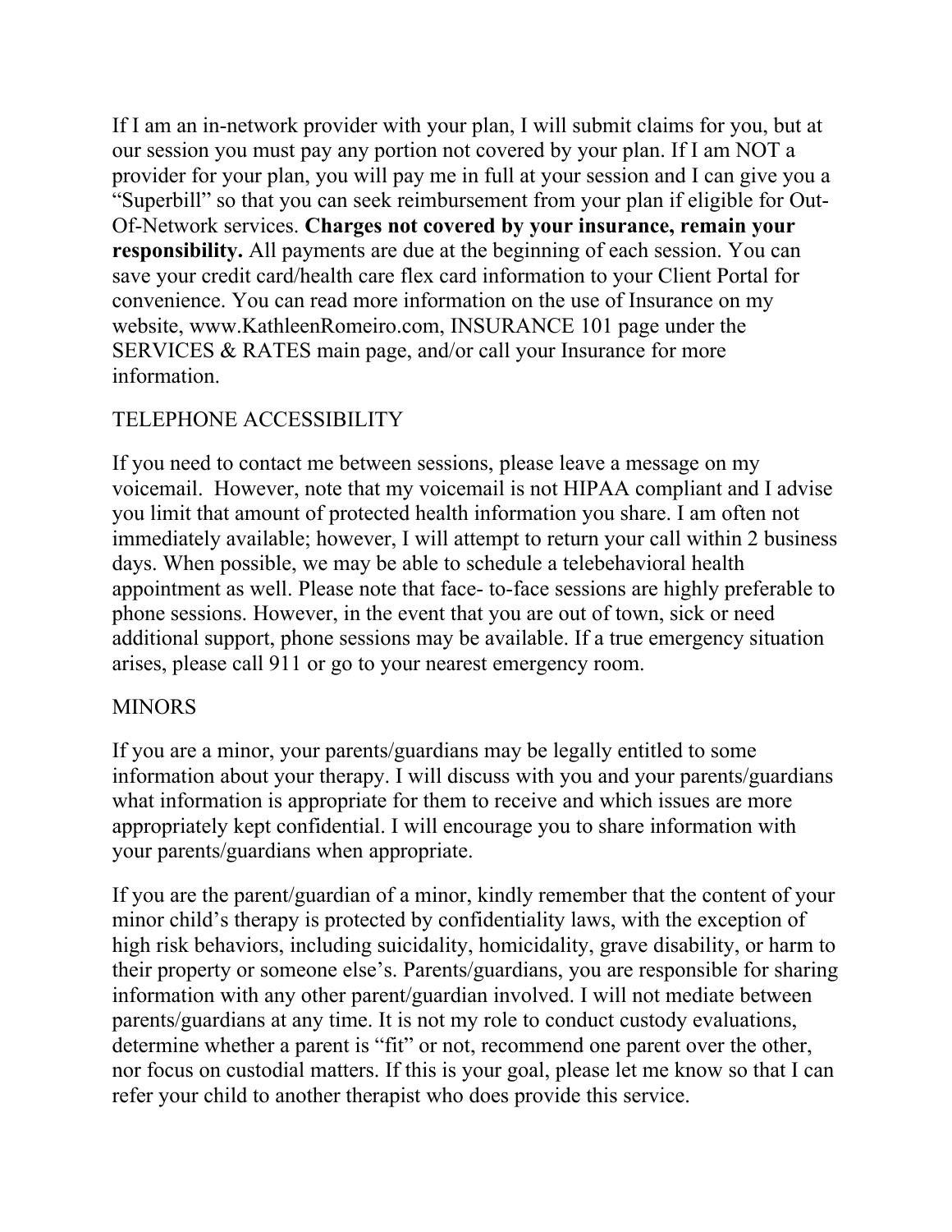If I am an in-network provider with your plan, I will submit claims for you, but at our session you must pay any portion not covered by your plan. If I am NOT a provider for your plan, you will pay me in full at your session and I can give you a "Superbill" so that you can seek reimbursement from your plan if eligible for Out-Of-Network services. **Charges not covered by your insurance, remain your responsibility.** All payments are due at the beginning of each session. You can save your credit card/health care flex card information to your Client Portal for convenience. You can read more information on the use of Insurance on my website, www.KathleenRomeiro.com, INSURANCE 101 page under the SERVICES & RATES main page, and/or call your Insurance for more information.

## TELEPHONE ACCESSIBILITY

If you need to contact me between sessions, please leave a message on my voicemail. However, note that my voicemail is not HIPAA compliant and I advise you limit that amount of protected health information you share. I am often not immediately available; however, I will attempt to return your call within 2 business days. When possible, we may be able to schedule a telebehavioral health appointment as well. Please note that face- to-face sessions are highly preferable to phone sessions. However, in the event that you are out of town, sick or need additional support, phone sessions may be available. If a true emergency situation arises, please call 911 or go to your nearest emergency room.

## MINORS

If you are a minor, your parents/guardians may be legally entitled to some information about your therapy. I will discuss with you and your parents/guardians what information is appropriate for them to receive and which issues are more appropriately kept confidential. I will encourage you to share information with your parents/guardians when appropriate.

If you are the parent/guardian of a minor, kindly remember that the content of your minor child's therapy is protected by confidentiality laws, with the exception of high risk behaviors, including suicidality, homicidality, grave disability, or harm to their property or someone else's. Parents/guardians, you are responsible for sharing information with any other parent/guardian involved. I will not mediate between parents/guardians at any time. It is not my role to conduct custody evaluations, determine whether a parent is "fit" or not, recommend one parent over the other, nor focus on custodial matters. If this is your goal, please let me know so that I can refer your child to another therapist who does provide this service.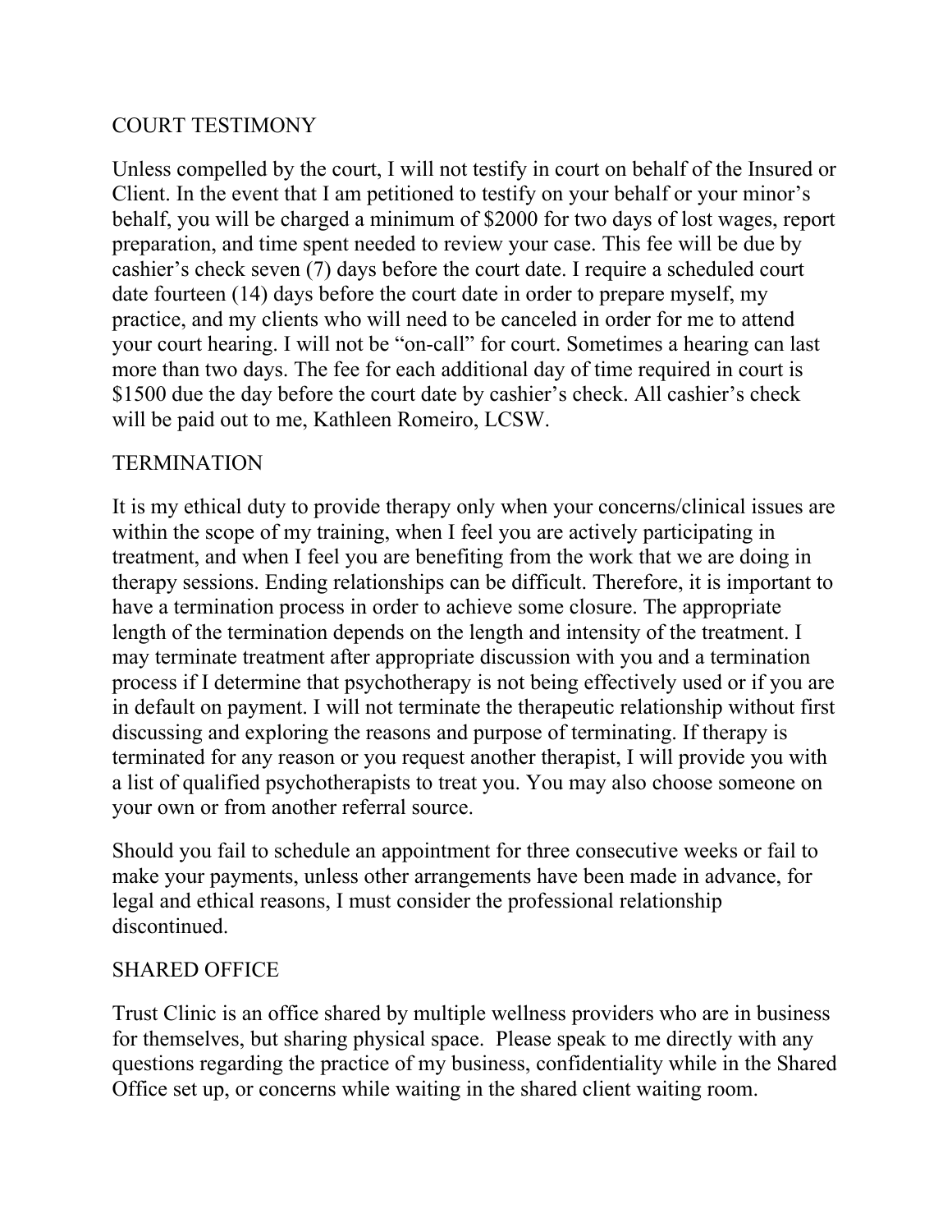## COURT TESTIMONY

Unless compelled by the court, I will not testify in court on behalf of the Insured or Client. In the event that I am petitioned to testify on your behalf or your minor's behalf, you will be charged a minimum of $2000 for two days of lost wages, report preparation, and time spent needed to review your case. This fee will be due by cashier's check seven (7) days before the court date. I require a scheduled court date fourteen (14) days before the court date in order to prepare myself, my practice, and my clients who will need to be canceled in order for me to attend your court hearing. I will not be "on-call" for court. Sometimes a hearing can last more than two days. The fee for each additional day of time required in court is $1500 due the day before the court date by cashier's check. All cashier's check will be paid out to me, Kathleen Romeiro, LCSW.

## TERMINATION

It is my ethical duty to provide therapy only when your concerns/clinical issues are within the scope of my training, when I feel you are actively participating in treatment, and when I feel you are benefiting from the work that we are doing in therapy sessions. Ending relationships can be difficult. Therefore, it is important to have a termination process in order to achieve some closure. The appropriate length of the termination depends on the length and intensity of the treatment. I may terminate treatment after appropriate discussion with you and a termination process if I determine that psychotherapy is not being effectively used or if you are in default on payment. I will not terminate the therapeutic relationship without first discussing and exploring the reasons and purpose of terminating. If therapy is terminated for any reason or you request another therapist, I will provide you with a list of qualified psychotherapists to treat you. You may also choose someone on your own or from another referral source.

Should you fail to schedule an appointment for three consecutive weeks or fail to make your payments, unless other arrangements have been made in advance, for legal and ethical reasons, I must consider the professional relationship discontinued.

## SHARED OFFICE

Trust Clinic is an office shared by multiple wellness providers who are in business for themselves, but sharing physical space. Please speak to me directly with any questions regarding the practice of my business, confidentiality while in the Shared Office set up, or concerns while waiting in the shared client waiting room.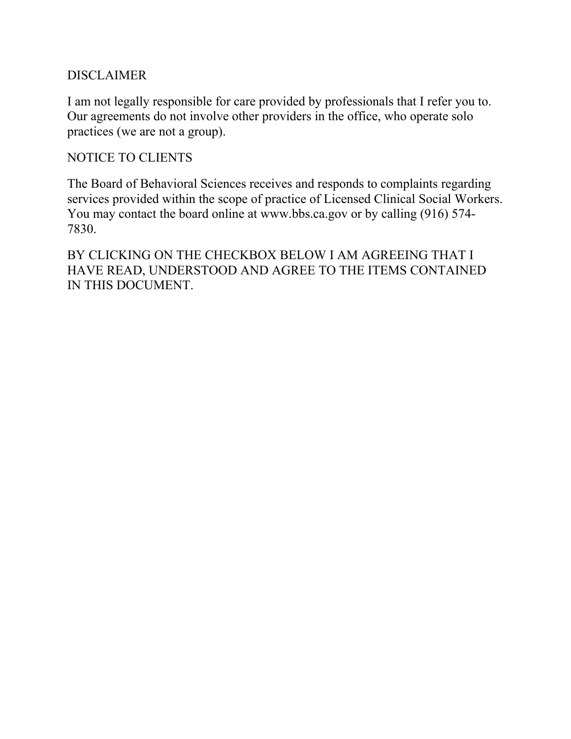## DISCLAIMER

I am not legally responsible for care provided by professionals that I refer you to. Our agreements do not involve other providers in the office, who operate solo practices (we are not a group).

## NOTICE TO CLIENTS

The Board of Behavioral Sciences receives and responds to complaints regarding services provided within the scope of practice of Licensed Clinical Social Workers. You may contact the board online at www.bbs.ca.gov or by calling (916) 574-7830.

BY CLICKING ON THE CHECKBOX BELOW I AM AGREEING THAT I HAVE READ, UNDERSTOOD AND AGREE TO THE ITEMS CONTAINED IN THIS DOCUMENT.